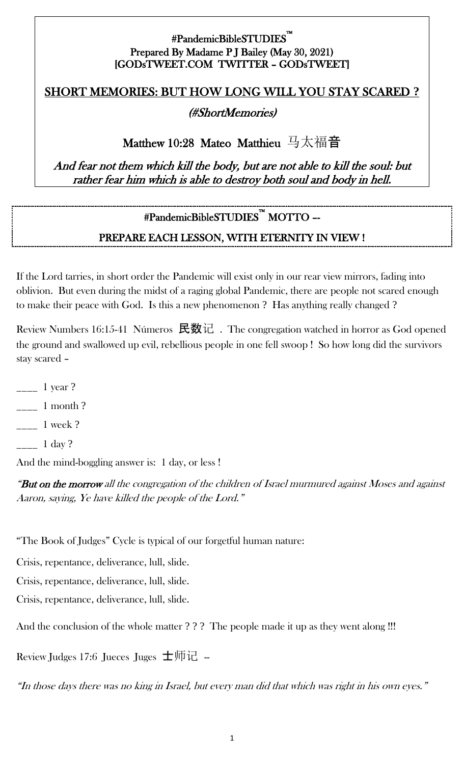**#PandemicBibleSTUDIES™**
**Prepared By Madame P J Bailey (May 30, 2021)**
**[GODsTWEET.COM TWITTER – GODsTWEET]**

# SHORT MEMORIES: BUT HOW LONG WILL YOU STAY SCARED ?

*(#ShortMemories)*

## Matthew 10:28 Mateo Matthieu 马太福音

*And fear not them which kill the body, but are not able to kill the soul: but rather fear him which is able to destroy both soul and body in hell.*

---

**#PandemicBibleSTUDIES™ MOTTO --**

**PREPARE EACH LESSON, WITH ETERNITY IN VIEW !**

---

If the Lord tarries, in short order the Pandemic will exist only in our rear view mirrors, fading into oblivion. But even during the midst of a raging global Pandemic, there are people not scared enough to make their peace with God. Is this a new phenomenon ? Has anything really changed ?

Review Numbers 16:15-41 Números 民数记 . The congregation watched in horror as God opened the ground and swallowed up evil, rebellious people in one fell swoop ! So how long did the survivors stay scared –

____ 1 year ?

____ 1 month ?

____ 1 week ?

____ 1 day ?

And the mind-boggling answer is: 1 day, or less !

*"**But on the morrow** all the congregation of the children of Israel murmured against Moses and against Aaron, saying, Ye have killed the people of the Lord."*

"The Book of Judges" Cycle is typical of our forgetful human nature:

Crisis, repentance, deliverance, lull, slide.

Crisis, repentance, deliverance, lull, slide.

Crisis, repentance, deliverance, lull, slide.

And the conclusion of the whole matter ? ? ? The people made it up as they went along !!!

Review Judges 17:6 Jueces Juges 士师记 --

*"In those days there was no king in Israel, but every man did that which was right in his own eyes."*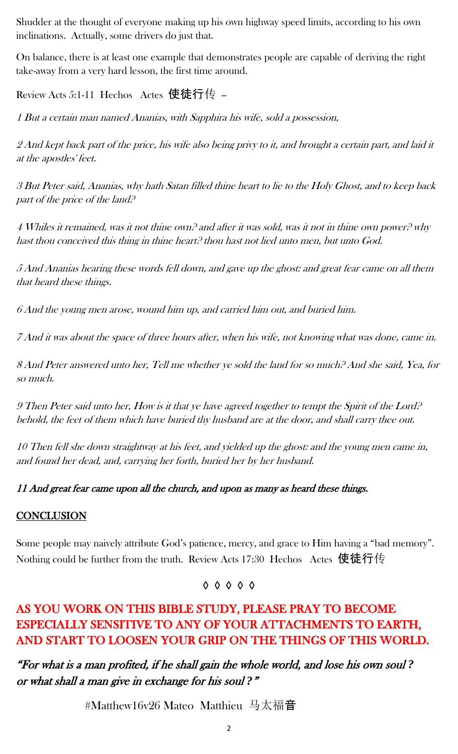Shudder at the thought of everyone making up his own highway speed limits, according to his own inclinations. Actually, some drivers do just that.

On balance, there is at least one example that demonstrates people are capable of deriving the right take-away from a very hard lesson, the first time around.

Review Acts 5:1-11 Hechos Actes 使徒行传 --

*1 But a certain man named Ananias, with Sapphira his wife, sold a possession,*

*2 And kept back part of the price, his wife also being privy to it, and brought a certain part, and laid it at the apostles' feet.*

*3 But Peter said, Ananias, why hath Satan filled thine heart to lie to the Holy Ghost, and to keep back part of the price of the land?*

*4 Whiles it remained, was it not thine own? and after it was sold, was it not in thine own power? why hast thou conceived this thing in thine heart? thou hast not lied unto men, but unto God.*

*5 And Ananias hearing these words fell down, and gave up the ghost: and great fear came on all them that heard these things.*

*6 And the young men arose, wound him up, and carried him out, and buried him.*

*7 And it was about the space of three hours after, when his wife, not knowing what was done, came in.*

*8 And Peter answered unto her, Tell me whether ye sold the land for so much? And she said, Yea, for so much.*

*9 Then Peter said unto her, How is it that ye have agreed together to tempt the Spirit of the Lord? behold, the feet of them which have buried thy husband are at the door, and shall carry thee out.*

*10 Then fell she down straightway at his feet, and yielded up the ghost: and the young men came in, and found her dead, and, carrying her forth, buried her by her husband.*

***11 And great fear came upon all the church, and upon as many as heard these things.***

## CONCLUSION

Some people may naively attribute God's patience, mercy, and grace to Him having a "bad memory". Nothing could be further from the truth. Review Acts 17:30 Hechos Actes 使徒行传

◊ ◊ ◊ ◊ ◊

**AS YOU WORK ON THIS BIBLE STUDY, PLEASE PRAY TO BECOME ESPECIALLY SENSITIVE TO ANY OF YOUR ATTACHMENTS TO EARTH, AND START TO LOOSEN YOUR GRIP ON THE THINGS OF THIS WORLD.**

*"For what is a man profited, if he shall gain the whole world, and lose his own soul ? or what shall a man give in exchange for his soul ? "*

#Matthew16v26 Mateo Matthieu 马太福音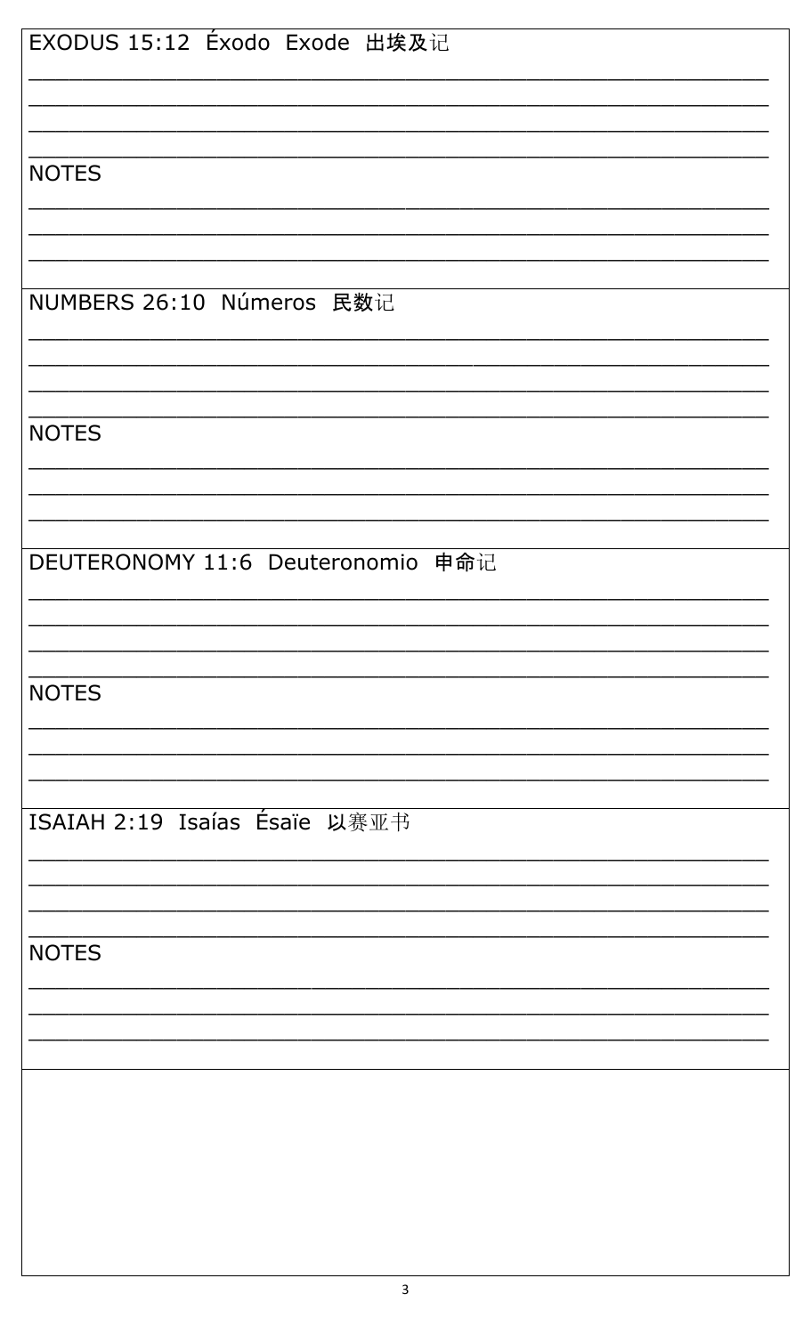EXODUS 15:12  Éxodo  Exode  出埃及记

\_\_\_\_\_\_\_\_\_\_\_\_\_\_\_\_\_\_\_\_\_\_\_\_\_\_\_\_\_\_\_\_\_\_\_\_\_\_\_\_\_\_\_\_\_\_\_\_\_\_\_\_\_\_\_\_\_\_\_\_

\_\_\_\_\_\_\_\_\_\_\_\_\_\_\_\_\_\_\_\_\_\_\_\_\_\_\_\_\_\_\_\_\_\_\_\_\_\_\_\_\_\_\_\_\_\_\_\_\_\_\_\_\_\_\_\_\_\_\_\_

\_\_\_\_\_\_\_\_\_\_\_\_\_\_\_\_\_\_\_\_\_\_\_\_\_\_\_\_\_\_\_\_\_\_\_\_\_\_\_\_\_\_\_\_\_\_\_\_\_\_\_\_\_\_\_\_\_\_\_\_

\_\_\_\_\_\_\_\_\_\_\_\_\_\_\_\_\_\_\_\_\_\_\_\_\_\_\_\_\_\_\_\_\_\_\_\_\_\_\_\_\_\_\_\_\_\_\_\_\_\_\_\_\_\_\_\_\_\_\_\_

NOTES

\_\_\_\_\_\_\_\_\_\_\_\_\_\_\_\_\_\_\_\_\_\_\_\_\_\_\_\_\_\_\_\_\_\_\_\_\_\_\_\_\_\_\_\_\_\_\_\_\_\_\_\_\_\_\_\_\_\_\_\_

\_\_\_\_\_\_\_\_\_\_\_\_\_\_\_\_\_\_\_\_\_\_\_\_\_\_\_\_\_\_\_\_\_\_\_\_\_\_\_\_\_\_\_\_\_\_\_\_\_\_\_\_\_\_\_\_\_\_\_\_

\_\_\_\_\_\_\_\_\_\_\_\_\_\_\_\_\_\_\_\_\_\_\_\_\_\_\_\_\_\_\_\_\_\_\_\_\_\_\_\_\_\_\_\_\_\_\_\_\_\_\_\_\_\_\_\_\_\_\_\_

NUMBERS 26:10  Números  民数记

\_\_\_\_\_\_\_\_\_\_\_\_\_\_\_\_\_\_\_\_\_\_\_\_\_\_\_\_\_\_\_\_\_\_\_\_\_\_\_\_\_\_\_\_\_\_\_\_\_\_\_\_\_\_\_\_\_\_\_\_

\_\_\_\_\_\_\_\_\_\_\_\_\_\_\_\_\_\_\_\_\_\_\_\_\_\_\_\_\_\_\_\_\_\_\_\_\_\_\_\_\_\_\_\_\_\_\_\_\_\_\_\_\_\_\_\_\_\_\_\_

\_\_\_\_\_\_\_\_\_\_\_\_\_\_\_\_\_\_\_\_\_\_\_\_\_\_\_\_\_\_\_\_\_\_\_\_\_\_\_\_\_\_\_\_\_\_\_\_\_\_\_\_\_\_\_\_\_\_\_\_

\_\_\_\_\_\_\_\_\_\_\_\_\_\_\_\_\_\_\_\_\_\_\_\_\_\_\_\_\_\_\_\_\_\_\_\_\_\_\_\_\_\_\_\_\_\_\_\_\_\_\_\_\_\_\_\_\_\_\_\_

NOTES

\_\_\_\_\_\_\_\_\_\_\_\_\_\_\_\_\_\_\_\_\_\_\_\_\_\_\_\_\_\_\_\_\_\_\_\_\_\_\_\_\_\_\_\_\_\_\_\_\_\_\_\_\_\_\_\_\_\_\_\_

\_\_\_\_\_\_\_\_\_\_\_\_\_\_\_\_\_\_\_\_\_\_\_\_\_\_\_\_\_\_\_\_\_\_\_\_\_\_\_\_\_\_\_\_\_\_\_\_\_\_\_\_\_\_\_\_\_\_\_\_

\_\_\_\_\_\_\_\_\_\_\_\_\_\_\_\_\_\_\_\_\_\_\_\_\_\_\_\_\_\_\_\_\_\_\_\_\_\_\_\_\_\_\_\_\_\_\_\_\_\_\_\_\_\_\_\_\_\_\_\_

DEUTERONOMY 11:6  Deuteronomio  申命记

\_\_\_\_\_\_\_\_\_\_\_\_\_\_\_\_\_\_\_\_\_\_\_\_\_\_\_\_\_\_\_\_\_\_\_\_\_\_\_\_\_\_\_\_\_\_\_\_\_\_\_\_\_\_\_\_\_\_\_\_

\_\_\_\_\_\_\_\_\_\_\_\_\_\_\_\_\_\_\_\_\_\_\_\_\_\_\_\_\_\_\_\_\_\_\_\_\_\_\_\_\_\_\_\_\_\_\_\_\_\_\_\_\_\_\_\_\_\_\_\_

\_\_\_\_\_\_\_\_\_\_\_\_\_\_\_\_\_\_\_\_\_\_\_\_\_\_\_\_\_\_\_\_\_\_\_\_\_\_\_\_\_\_\_\_\_\_\_\_\_\_\_\_\_\_\_\_\_\_\_\_

\_\_\_\_\_\_\_\_\_\_\_\_\_\_\_\_\_\_\_\_\_\_\_\_\_\_\_\_\_\_\_\_\_\_\_\_\_\_\_\_\_\_\_\_\_\_\_\_\_\_\_\_\_\_\_\_\_\_\_\_

NOTES

\_\_\_\_\_\_\_\_\_\_\_\_\_\_\_\_\_\_\_\_\_\_\_\_\_\_\_\_\_\_\_\_\_\_\_\_\_\_\_\_\_\_\_\_\_\_\_\_\_\_\_\_\_\_\_\_\_\_\_\_

\_\_\_\_\_\_\_\_\_\_\_\_\_\_\_\_\_\_\_\_\_\_\_\_\_\_\_\_\_\_\_\_\_\_\_\_\_\_\_\_\_\_\_\_\_\_\_\_\_\_\_\_\_\_\_\_\_\_\_\_

\_\_\_\_\_\_\_\_\_\_\_\_\_\_\_\_\_\_\_\_\_\_\_\_\_\_\_\_\_\_\_\_\_\_\_\_\_\_\_\_\_\_\_\_\_\_\_\_\_\_\_\_\_\_\_\_\_\_\_\_

ISAIAH 2:19  Isaías  Ésaïe  以赛亚书

\_\_\_\_\_\_\_\_\_\_\_\_\_\_\_\_\_\_\_\_\_\_\_\_\_\_\_\_\_\_\_\_\_\_\_\_\_\_\_\_\_\_\_\_\_\_\_\_\_\_\_\_\_\_\_\_\_\_\_\_

\_\_\_\_\_\_\_\_\_\_\_\_\_\_\_\_\_\_\_\_\_\_\_\_\_\_\_\_\_\_\_\_\_\_\_\_\_\_\_\_\_\_\_\_\_\_\_\_\_\_\_\_\_\_\_\_\_\_\_\_

\_\_\_\_\_\_\_\_\_\_\_\_\_\_\_\_\_\_\_\_\_\_\_\_\_\_\_\_\_\_\_\_\_\_\_\_\_\_\_\_\_\_\_\_\_\_\_\_\_\_\_\_\_\_\_\_\_\_\_\_

\_\_\_\_\_\_\_\_\_\_\_\_\_\_\_\_\_\_\_\_\_\_\_\_\_\_\_\_\_\_\_\_\_\_\_\_\_\_\_\_\_\_\_\_\_\_\_\_\_\_\_\_\_\_\_\_\_\_\_\_

NOTES

\_\_\_\_\_\_\_\_\_\_\_\_\_\_\_\_\_\_\_\_\_\_\_\_\_\_\_\_\_\_\_\_\_\_\_\_\_\_\_\_\_\_\_\_\_\_\_\_\_\_\_\_\_\_\_\_\_\_\_\_

\_\_\_\_\_\_\_\_\_\_\_\_\_\_\_\_\_\_\_\_\_\_\_\_\_\_\_\_\_\_\_\_\_\_\_\_\_\_\_\_\_\_\_\_\_\_\_\_\_\_\_\_\_\_\_\_\_\_\_\_

\_\_\_\_\_\_\_\_\_\_\_\_\_\_\_\_\_\_\_\_\_\_\_\_\_\_\_\_\_\_\_\_\_\_\_\_\_\_\_\_\_\_\_\_\_\_\_\_\_\_\_\_\_\_\_\_\_\_\_\_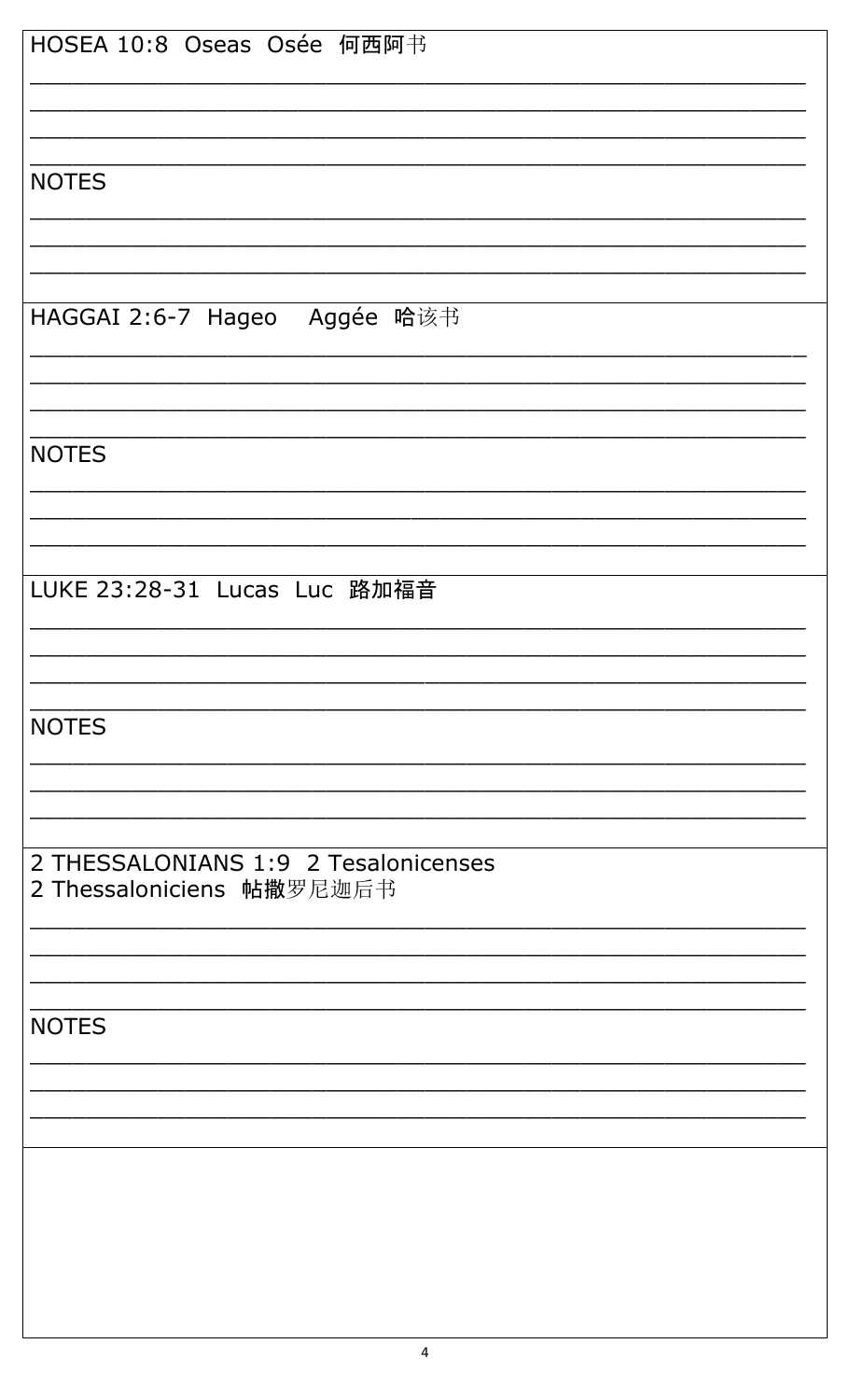HOSEA 10:8 Oseas Osée 何西阿书

___________________________________________________________

___________________________________________________________

___________________________________________________________

___________________________________________________________

NOTES

___________________________________________________________

___________________________________________________________

___________________________________________________________

HAGGAI 2:6-7 Hageo Aggée 哈该书

___________________________________________________________

___________________________________________________________

___________________________________________________________

___________________________________________________________

NOTES

___________________________________________________________

___________________________________________________________

___________________________________________________________

LUKE 23:28-31 Lucas Luc 路加福音

___________________________________________________________

___________________________________________________________

___________________________________________________________

___________________________________________________________

NOTES

___________________________________________________________

___________________________________________________________

___________________________________________________________

2 THESSALONIANS 1:9 2 Tesalonicenses
2 Thessaloniciens 帖撒罗尼迦后书

___________________________________________________________

___________________________________________________________

___________________________________________________________

___________________________________________________________

NOTES

___________________________________________________________

___________________________________________________________

___________________________________________________________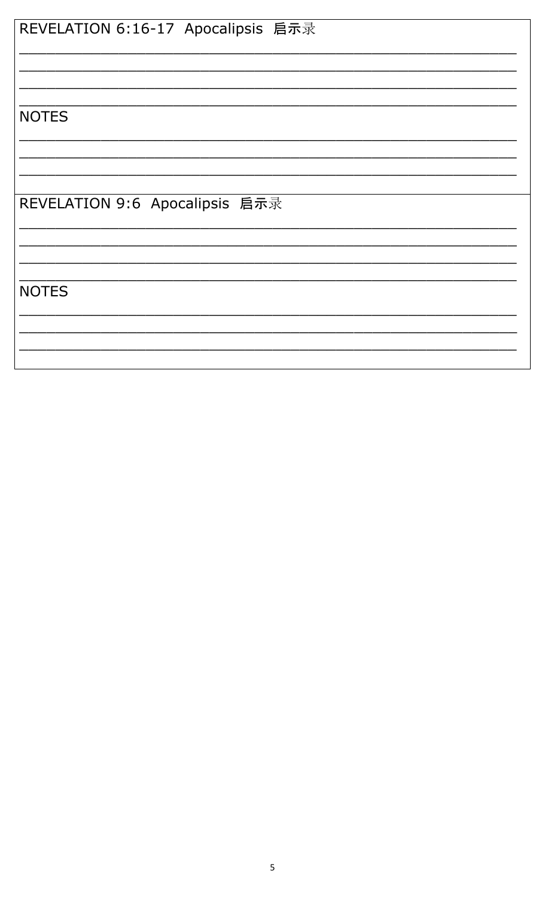REVELATION 6:16-17  Apocalipsis  启示录

\_\_\_\_\_\_\_\_\_\_\_\_\_\_\_\_\_\_\_\_\_\_\_\_\_\_\_\_\_\_\_\_\_\_\_\_\_\_\_\_\_\_\_\_\_\_\_\_\_\_\_\_\_\_\_\_\_\_\_\_

\_\_\_\_\_\_\_\_\_\_\_\_\_\_\_\_\_\_\_\_\_\_\_\_\_\_\_\_\_\_\_\_\_\_\_\_\_\_\_\_\_\_\_\_\_\_\_\_\_\_\_\_\_\_\_\_\_\_\_\_

\_\_\_\_\_\_\_\_\_\_\_\_\_\_\_\_\_\_\_\_\_\_\_\_\_\_\_\_\_\_\_\_\_\_\_\_\_\_\_\_\_\_\_\_\_\_\_\_\_\_\_\_\_\_\_\_\_\_\_\_

\_\_\_\_\_\_\_\_\_\_\_\_\_\_\_\_\_\_\_\_\_\_\_\_\_\_\_\_\_\_\_\_\_\_\_\_\_\_\_\_\_\_\_\_\_\_\_\_\_\_\_\_\_\_\_\_\_\_\_\_

NOTES

\_\_\_\_\_\_\_\_\_\_\_\_\_\_\_\_\_\_\_\_\_\_\_\_\_\_\_\_\_\_\_\_\_\_\_\_\_\_\_\_\_\_\_\_\_\_\_\_\_\_\_\_\_\_\_\_\_\_\_\_

\_\_\_\_\_\_\_\_\_\_\_\_\_\_\_\_\_\_\_\_\_\_\_\_\_\_\_\_\_\_\_\_\_\_\_\_\_\_\_\_\_\_\_\_\_\_\_\_\_\_\_\_\_\_\_\_\_\_\_\_

\_\_\_\_\_\_\_\_\_\_\_\_\_\_\_\_\_\_\_\_\_\_\_\_\_\_\_\_\_\_\_\_\_\_\_\_\_\_\_\_\_\_\_\_\_\_\_\_\_\_\_\_\_\_\_\_\_\_\_\_

REVELATION 9:6  Apocalipsis  启示录

\_\_\_\_\_\_\_\_\_\_\_\_\_\_\_\_\_\_\_\_\_\_\_\_\_\_\_\_\_\_\_\_\_\_\_\_\_\_\_\_\_\_\_\_\_\_\_\_\_\_\_\_\_\_\_\_\_\_\_\_

\_\_\_\_\_\_\_\_\_\_\_\_\_\_\_\_\_\_\_\_\_\_\_\_\_\_\_\_\_\_\_\_\_\_\_\_\_\_\_\_\_\_\_\_\_\_\_\_\_\_\_\_\_\_\_\_\_\_\_\_

\_\_\_\_\_\_\_\_\_\_\_\_\_\_\_\_\_\_\_\_\_\_\_\_\_\_\_\_\_\_\_\_\_\_\_\_\_\_\_\_\_\_\_\_\_\_\_\_\_\_\_\_\_\_\_\_\_\_\_\_

\_\_\_\_\_\_\_\_\_\_\_\_\_\_\_\_\_\_\_\_\_\_\_\_\_\_\_\_\_\_\_\_\_\_\_\_\_\_\_\_\_\_\_\_\_\_\_\_\_\_\_\_\_\_\_\_\_\_\_\_

NOTES

\_\_\_\_\_\_\_\_\_\_\_\_\_\_\_\_\_\_\_\_\_\_\_\_\_\_\_\_\_\_\_\_\_\_\_\_\_\_\_\_\_\_\_\_\_\_\_\_\_\_\_\_\_\_\_\_\_\_\_\_

\_\_\_\_\_\_\_\_\_\_\_\_\_\_\_\_\_\_\_\_\_\_\_\_\_\_\_\_\_\_\_\_\_\_\_\_\_\_\_\_\_\_\_\_\_\_\_\_\_\_\_\_\_\_\_\_\_\_\_\_

\_\_\_\_\_\_\_\_\_\_\_\_\_\_\_\_\_\_\_\_\_\_\_\_\_\_\_\_\_\_\_\_\_\_\_\_\_\_\_\_\_\_\_\_\_\_\_\_\_\_\_\_\_\_\_\_\_\_\_\_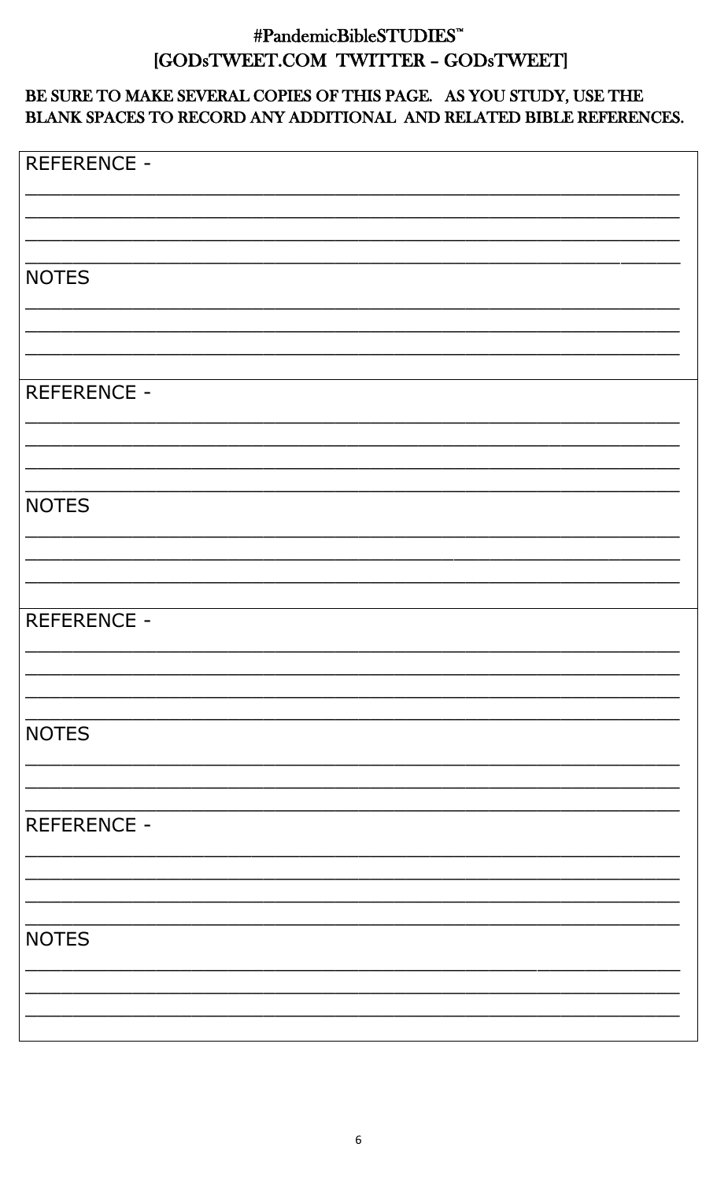#PandemicBibleSTUDIES™
[GODsTWEET.COM TWITTER – GODsTWEET]

**BE SURE TO MAKE SEVERAL COPIES OF THIS PAGE. AS YOU STUDY, USE THE BLANK SPACES TO RECORD ANY ADDITIONAL AND RELATED BIBLE REFERENCES.**

REFERENCE -

______________________________________________________________________

______________________________________________________________________

______________________________________________________________________

______________________________________________________________________

NOTES

______________________________________________________________________

______________________________________________________________________

______________________________________________________________________

REFERENCE -

______________________________________________________________________

______________________________________________________________________

______________________________________________________________________

NOTES

______________________________________________________________________

______________________________________________________________________

______________________________________________________________________

REFERENCE -

______________________________________________________________________

______________________________________________________________________

______________________________________________________________________

______________________________________________________________________

NOTES

______________________________________________________________________

______________________________________________________________________

______________________________________________________________________

REFERENCE -

______________________________________________________________________

______________________________________________________________________

______________________________________________________________________

______________________________________________________________________

NOTES

______________________________________________________________________

______________________________________________________________________

______________________________________________________________________